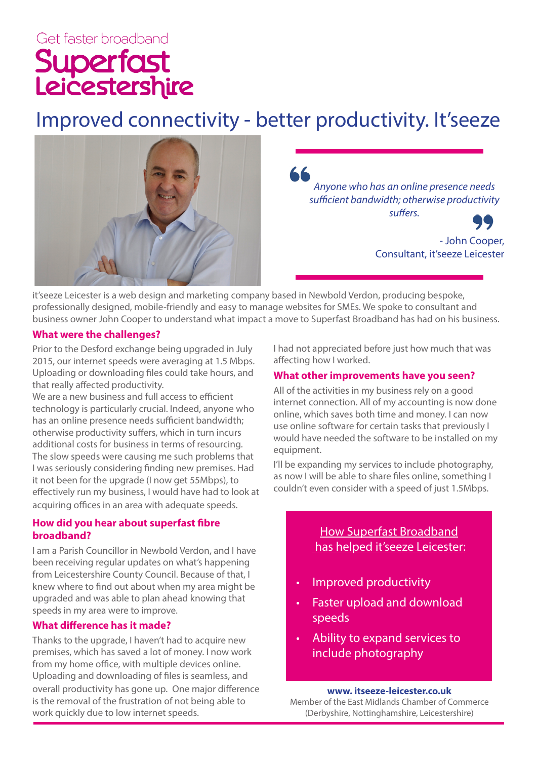Get faster broadband

# Superfast Leicestershire

## Improved connectivity - better productivity. It'seeze

> *Anyone who has an online presence needs sufficient bandwidth; otherwise productivity suffers.*
>
> \- John Cooper, Consultant, it'seeze Leicester

it'seeze Leicester is a web design and marketing company based in Newbold Verdon, producing bespoke, professionally designed, mobile-friendly and easy to manage websites for SMEs. We spoke to consultant and business owner John Cooper to understand what impact a move to Superfast Broadband has had on his business.

### What were the challenges?

Prior to the Desford exchange being upgraded in July 2015, our internet speeds were averaging at 1.5 Mbps. Uploading or downloading files could take hours, and that really affected productivity.

We are a new business and full access to efficient technology is particularly crucial. Indeed, anyone who has an online presence needs sufficient bandwidth; otherwise productivity suffers, which in turn incurs additional costs for business in terms of resourcing.

The slow speeds were causing me such problems that I was seriously considering finding new premises. Had it not been for the upgrade (I now get 55Mbps), to effectively run my business, I would have had to look at acquiring offices in an area with adequate speeds.

### How did you hear about superfast fibre broadband?

I am a Parish Councillor in Newbold Verdon, and I have been receiving regular updates on what's happening from Leicestershire County Council. Because of that, I knew where to find out about when my area might be upgraded and was able to plan ahead knowing that speeds in my area were to improve.

### What difference has it made?

Thanks to the upgrade, I haven't had to acquire new premises, which has saved a lot of money. I now work from my home office, with multiple devices online. Uploading and downloading of files is seamless, and overall productivity has gone up. One major difference is the removal of the frustration of not being able to work quickly due to low internet speeds.

I had not appreciated before just how much that was affecting how I worked.

### What other improvements have you seen?

All of the activities in my business rely on a good internet connection. All of my accounting is now done online, which saves both time and money. I can now use online software for certain tasks that previously I would have needed the software to be installed on my equipment.

I'll be expanding my services to include photography, as now I will be able to share files online, something I couldn't even consider with a speed of just 1.5Mbps.

**How Superfast Broadband has helped it'seeze Leicester:**

- Improved productivity
- Faster upload and download speeds
- Ability to expand services to include photography

**www. itseeze-leicester.co.uk**

Member of the East Midlands Chamber of Commerce (Derbyshire, Nottinghamshire, Leicestershire)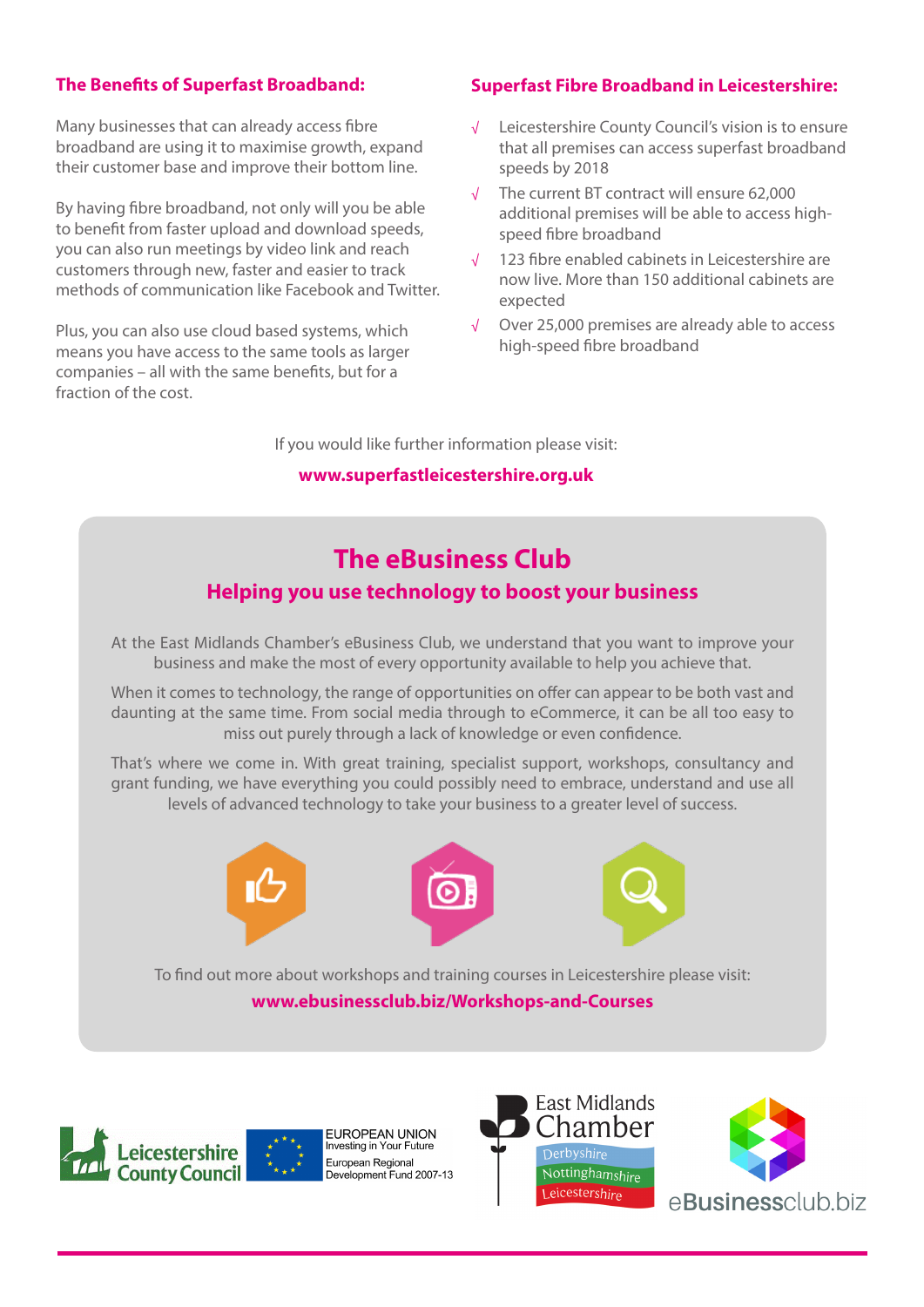## The Benefits of Superfast Broadband:

Many businesses that can already access fibre broadband are using it to maximise growth, expand their customer base and improve their bottom line.

By having fibre broadband, not only will you be able to benefit from faster upload and download speeds, you can also run meetings by video link and reach customers through new, faster and easier to track methods of communication like Facebook and Twitter.

Plus, you can also use cloud based systems, which means you have access to the same tools as larger companies – all with the same benefits, but for a fraction of the cost.

## Superfast Fibre Broadband in Leicestershire:

- √ Leicestershire County Council's vision is to ensure that all premises can access superfast broadband speeds by 2018
- √ The current BT contract will ensure 62,000 additional premises will be able to access high-speed fibre broadband
- √ 123 fibre enabled cabinets in Leicestershire are now live. More than 150 additional cabinets are expected
- √ Over 25,000 premises are already able to access high-speed fibre broadband

If you would like further information please visit:

**www.superfastleicestershire.org.uk**

# The eBusiness Club

## Helping you use technology to boost your business

At the East Midlands Chamber's eBusiness Club, we understand that you want to improve your business and make the most of every opportunity available to help you achieve that.

When it comes to technology, the range of opportunities on offer can appear to be both vast and daunting at the same time. From social media through to eCommerce, it can be all too easy to miss out purely through a lack of knowledge or even confidence.

That's where we come in. With great training, specialist support, workshops, consultancy and grant funding, we have everything you could possibly need to embrace, understand and use all levels of advanced technology to take your business to a greater level of success.

To find out more about workshops and training courses in Leicestershire please visit:

**www.ebusinessclub.biz/Workshops-and-Courses**

Leicestershire County Council

EUROPEAN UNION
Investing in Your Future
European Regional Development Fund 2007-13

East Midlands Chamber
Derbyshire
Nottinghamshire
Leicestershire

eBusinessclub.biz